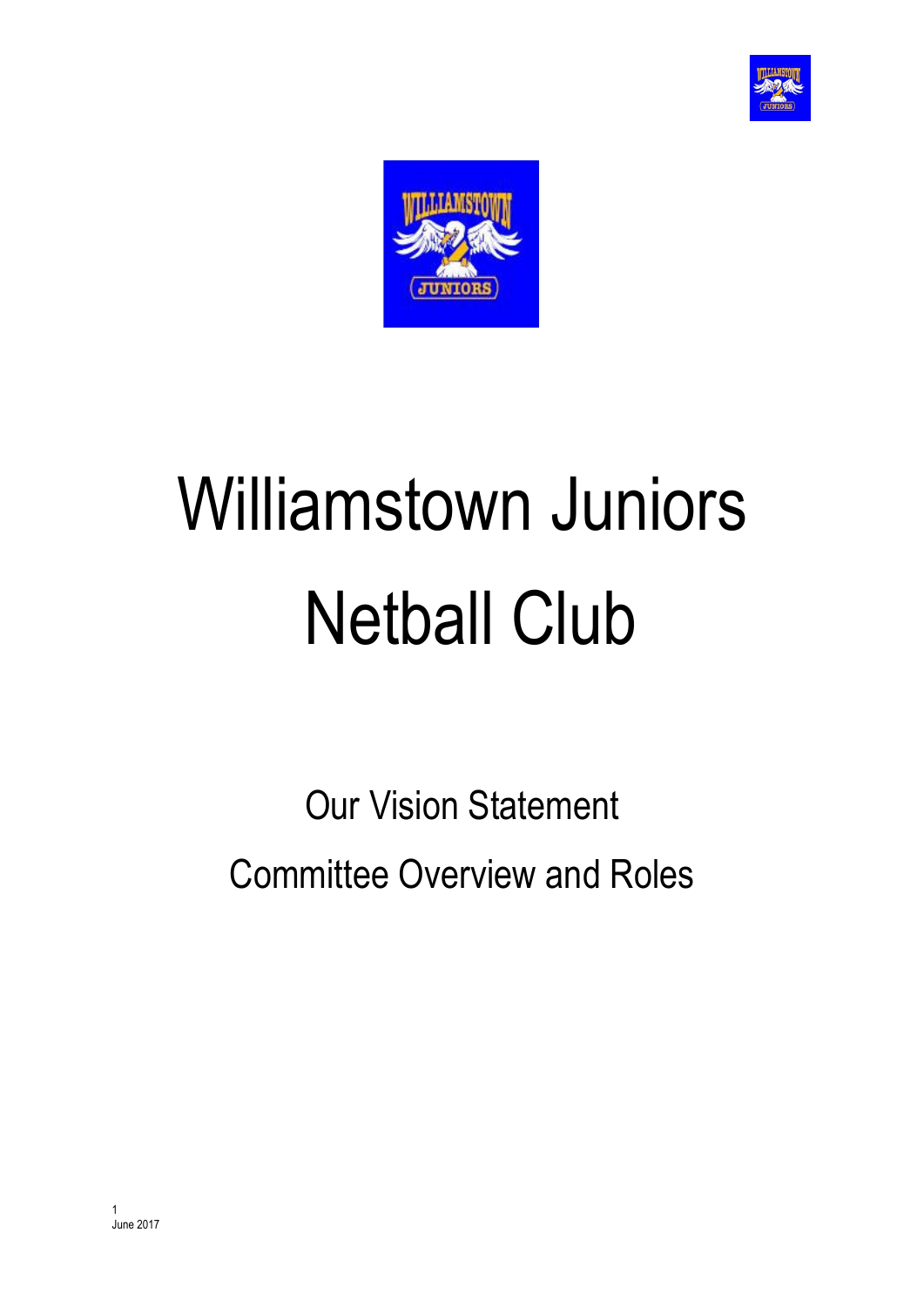# Williamstown Juniors Netball Club

Our Vision Statement

Committee Overview and Roles

June 2017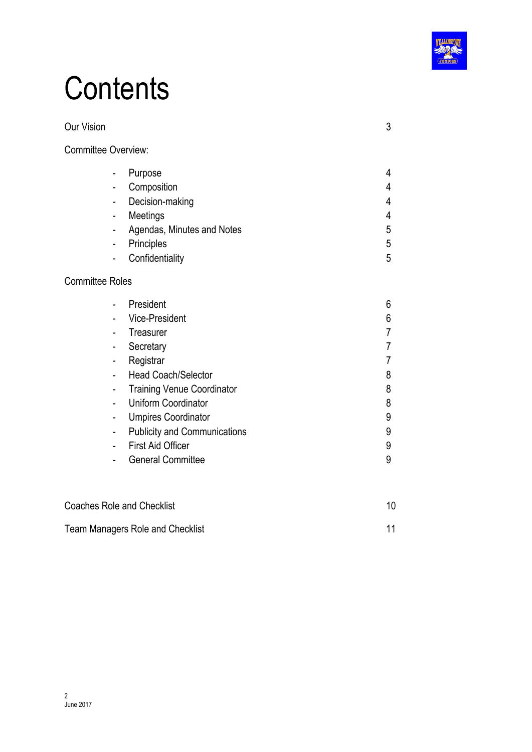# Contents

Our Vision 3

Committee Overview:

- Purpose 4
- Composition 4
- Decision-making 4
- Meetings 4
- Agendas, Minutes and Notes 5
- Principles 5
- Confidentiality 5

Committee Roles

- President 6
- Vice-President 6
- Treasurer 7
- Secretary 7
- Registrar 7
- Head Coach/Selector 8
- Training Venue Coordinator 8
- Uniform Coordinator 8
- Umpires Coordinator 9
- Publicity and Communications 9
- First Aid Officer 9
- General Committee 9

Coaches Role and Checklist 10

Team Managers Role and Checklist 11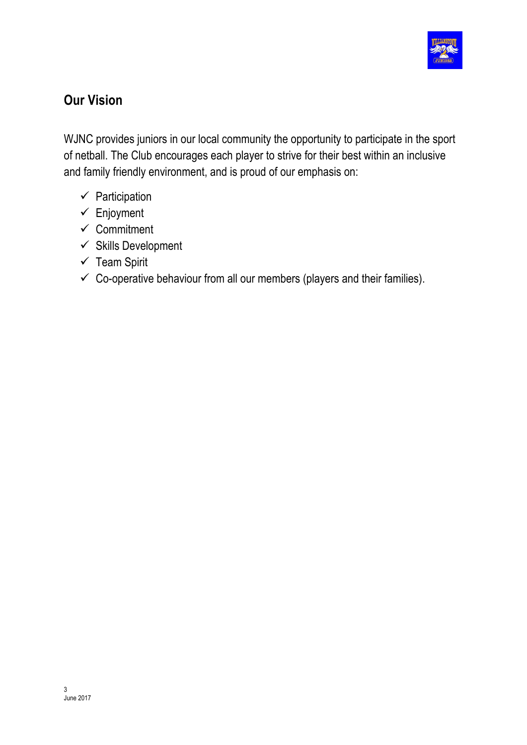## Our Vision

WJNC provides juniors in our local community the opportunity to participate in the sport of netball. The Club encourages each player to strive for their best within an inclusive and family friendly environment, and is proud of our emphasis on:

- ✓ Participation
- ✓ Enjoyment
- ✓ Commitment
- ✓ Skills Development
- ✓ Team Spirit
- ✓ Co-operative behaviour from all our members (players and their families).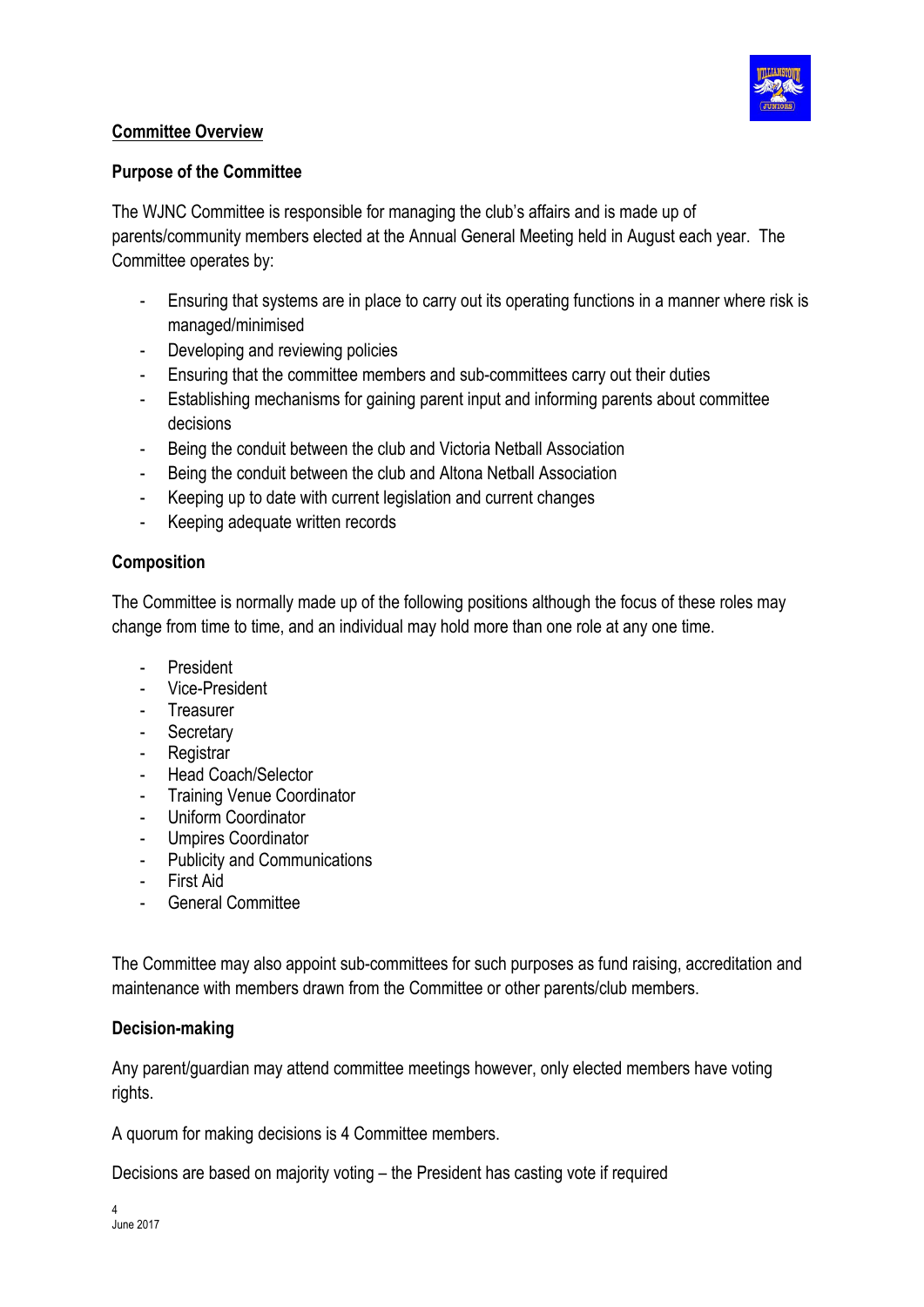## Committee Overview

### Purpose of the Committee

The WJNC Committee is responsible for managing the club's affairs and is made up of parents/community members elected at the Annual General Meeting held in August each year. The Committee operates by:

- Ensuring that systems are in place to carry out its operating functions in a manner where risk is managed/minimised
- Developing and reviewing policies
- Ensuring that the committee members and sub-committees carry out their duties
- Establishing mechanisms for gaining parent input and informing parents about committee decisions
- Being the conduit between the club and Victoria Netball Association
- Being the conduit between the club and Altona Netball Association
- Keeping up to date with current legislation and current changes
- Keeping adequate written records

### Composition

The Committee is normally made up of the following positions although the focus of these roles may change from time to time, and an individual may hold more than one role at any one time.

- President
- Vice-President
- Treasurer
- Secretary
- Registrar
- Head Coach/Selector
- Training Venue Coordinator
- Uniform Coordinator
- Umpires Coordinator
- Publicity and Communications
- First Aid
- General Committee

The Committee may also appoint sub-committees for such purposes as fund raising, accreditation and maintenance with members drawn from the Committee or other parents/club members.

### Decision-making

Any parent/guardian may attend committee meetings however, only elected members have voting rights.

A quorum for making decisions is 4 Committee members.

Decisions are based on majority voting – the President has casting vote if required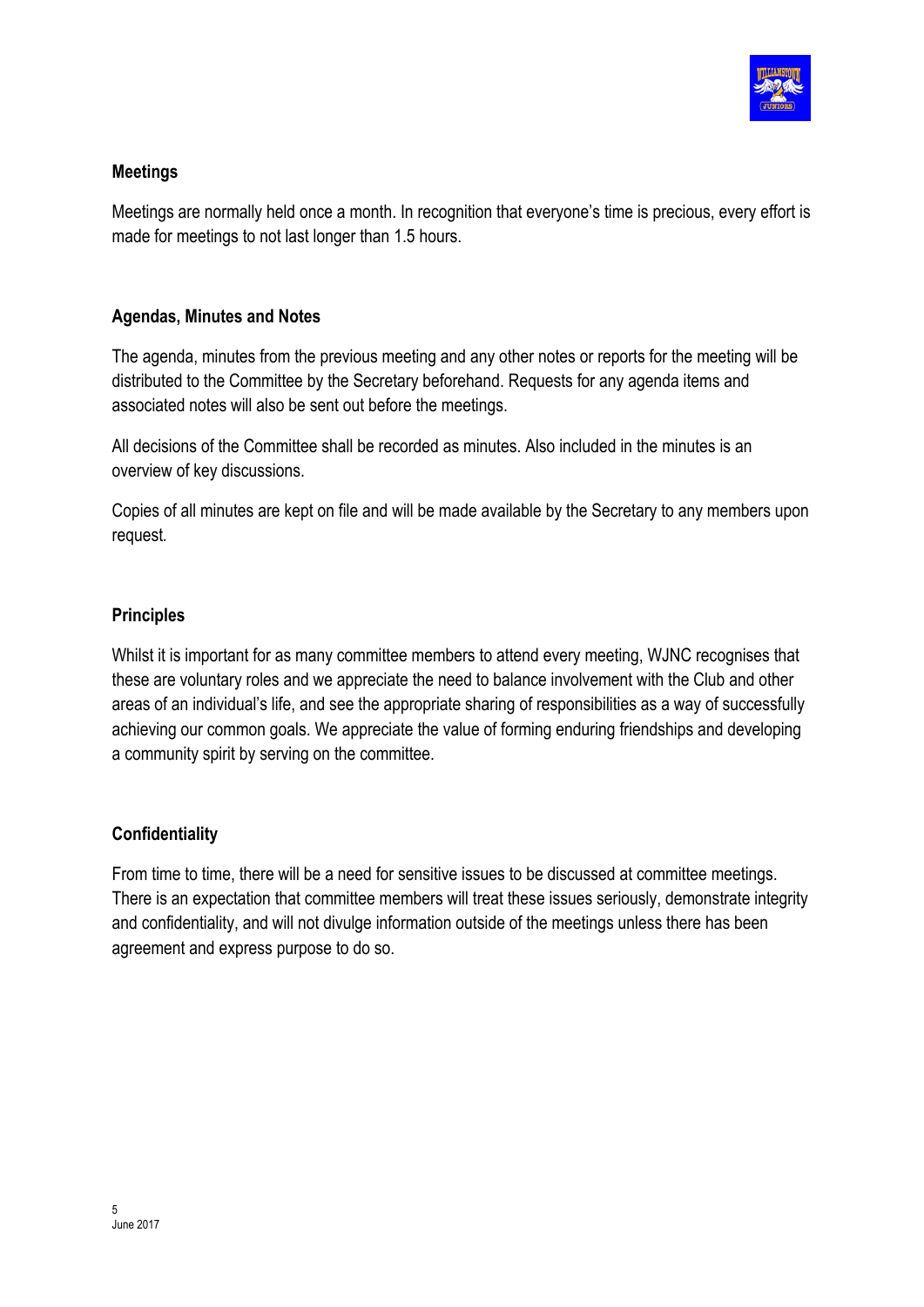## Meetings

Meetings are normally held once a month. In recognition that everyone's time is precious, every effort is made for meetings to not last longer than 1.5 hours.

## Agendas, Minutes and Notes

The agenda, minutes from the previous meeting and any other notes or reports for the meeting will be distributed to the Committee by the Secretary beforehand. Requests for any agenda items and associated notes will also be sent out before the meetings.

All decisions of the Committee shall be recorded as minutes. Also included in the minutes is an overview of key discussions.

Copies of all minutes are kept on file and will be made available by the Secretary to any members upon request.

## Principles

Whilst it is important for as many committee members to attend every meeting, WJNC recognises that these are voluntary roles and we appreciate the need to balance involvement with the Club and other areas of an individual's life, and see the appropriate sharing of responsibilities as a way of successfully achieving our common goals. We appreciate the value of forming enduring friendships and developing a community spirit by serving on the committee.

## Confidentiality

From time to time, there will be a need for sensitive issues to be discussed at committee meetings. There is an expectation that committee members will treat these issues seriously, demonstrate integrity and confidentiality, and will not divulge information outside of the meetings unless there has been agreement and express purpose to do so.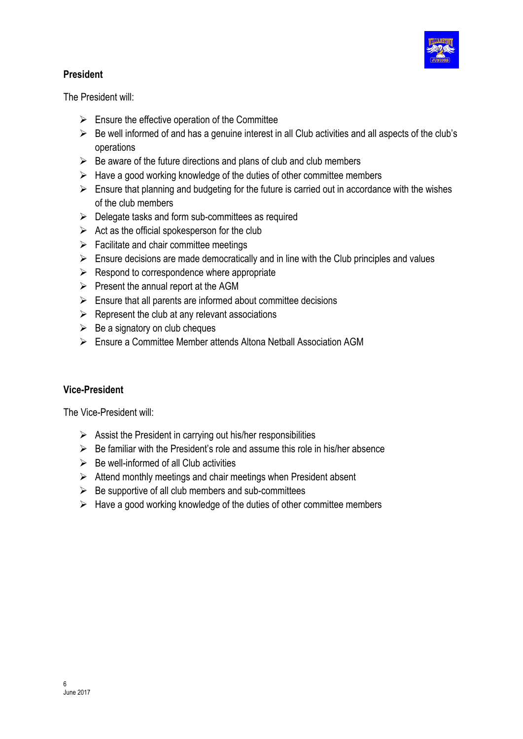## President

The President will:

- Ensure the effective operation of the Committee
- Be well informed of and has a genuine interest in all Club activities and all aspects of the club's operations
- Be aware of the future directions and plans of club and club members
- Have a good working knowledge of the duties of other committee members
- Ensure that planning and budgeting for the future is carried out in accordance with the wishes of the club members
- Delegate tasks and form sub-committees as required
- Act as the official spokesperson for the club
- Facilitate and chair committee meetings
- Ensure decisions are made democratically and in line with the Club principles and values
- Respond to correspondence where appropriate
- Present the annual report at the AGM
- Ensure that all parents are informed about committee decisions
- Represent the club at any relevant associations
- Be a signatory on club cheques
- Ensure a Committee Member attends Altona Netball Association AGM

## Vice-President

The Vice-President will:

- Assist the President in carrying out his/her responsibilities
- Be familiar with the President's role and assume this role in his/her absence
- Be well-informed of all Club activities
- Attend monthly meetings and chair meetings when President absent
- Be supportive of all club members and sub-committees
- Have a good working knowledge of the duties of other committee members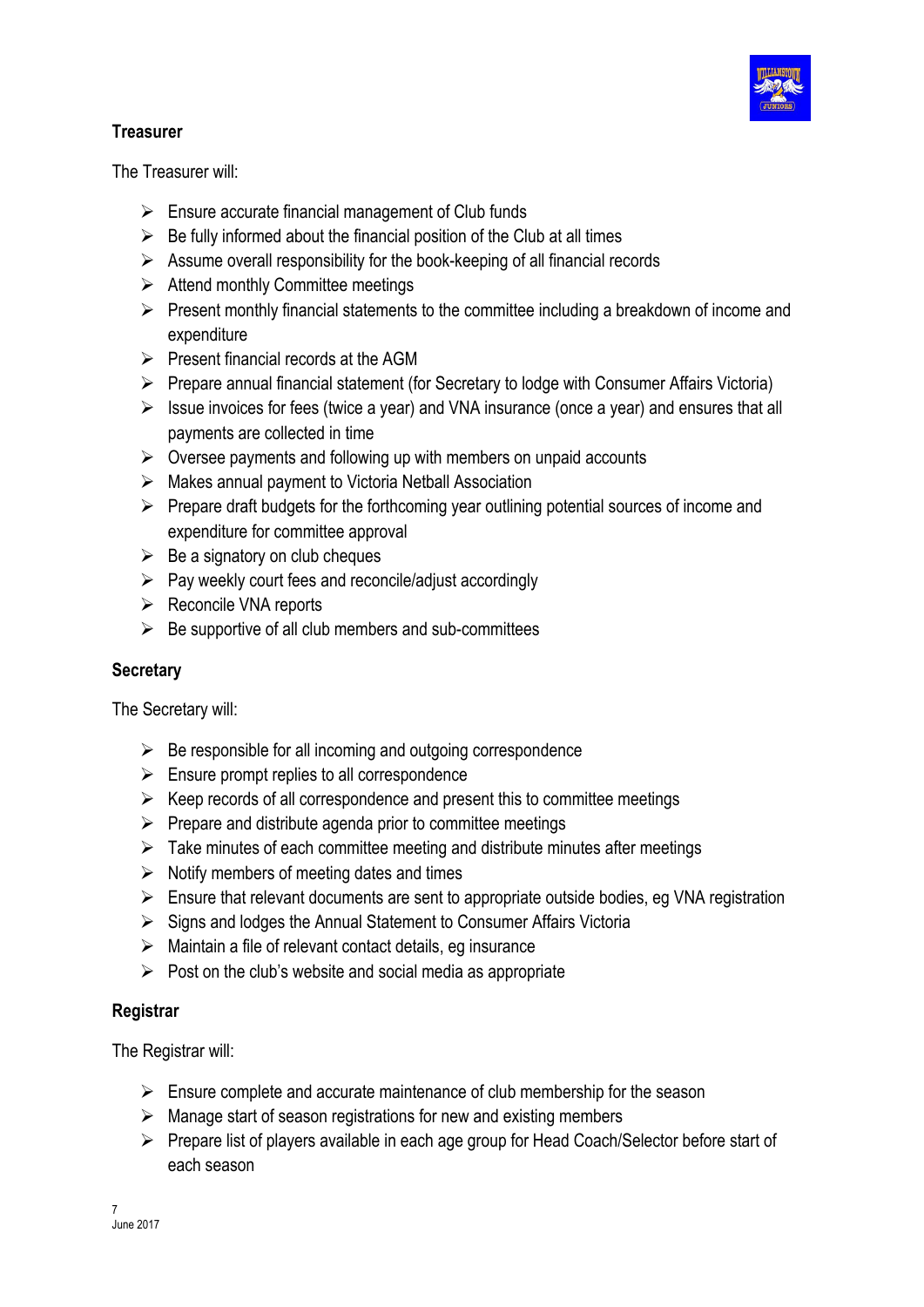**Treasurer**

The Treasurer will:

- Ensure accurate financial management of Club funds
- Be fully informed about the financial position of the Club at all times
- Assume overall responsibility for the book-keeping of all financial records
- Attend monthly Committee meetings
- Present monthly financial statements to the committee including a breakdown of income and expenditure
- Present financial records at the AGM
- Prepare annual financial statement (for Secretary to lodge with Consumer Affairs Victoria)
- Issue invoices for fees (twice a year) and VNA insurance (once a year) and ensures that all payments are collected in time
- Oversee payments and following up with members on unpaid accounts
- Makes annual payment to Victoria Netball Association
- Prepare draft budgets for the forthcoming year outlining potential sources of income and expenditure for committee approval
- Be a signatory on club cheques
- Pay weekly court fees and reconcile/adjust accordingly
- Reconcile VNA reports
- Be supportive of all club members and sub-committees

**Secretary**

The Secretary will:

- Be responsible for all incoming and outgoing correspondence
- Ensure prompt replies to all correspondence
- Keep records of all correspondence and present this to committee meetings
- Prepare and distribute agenda prior to committee meetings
- Take minutes of each committee meeting and distribute minutes after meetings
- Notify members of meeting dates and times
- Ensure that relevant documents are sent to appropriate outside bodies, eg VNA registration
- Signs and lodges the Annual Statement to Consumer Affairs Victoria
- Maintain a file of relevant contact details, eg insurance
- Post on the club's website and social media as appropriate

**Registrar**

The Registrar will:

- Ensure complete and accurate maintenance of club membership for the season
- Manage start of season registrations for new and existing members
- Prepare list of players available in each age group for Head Coach/Selector before start of each season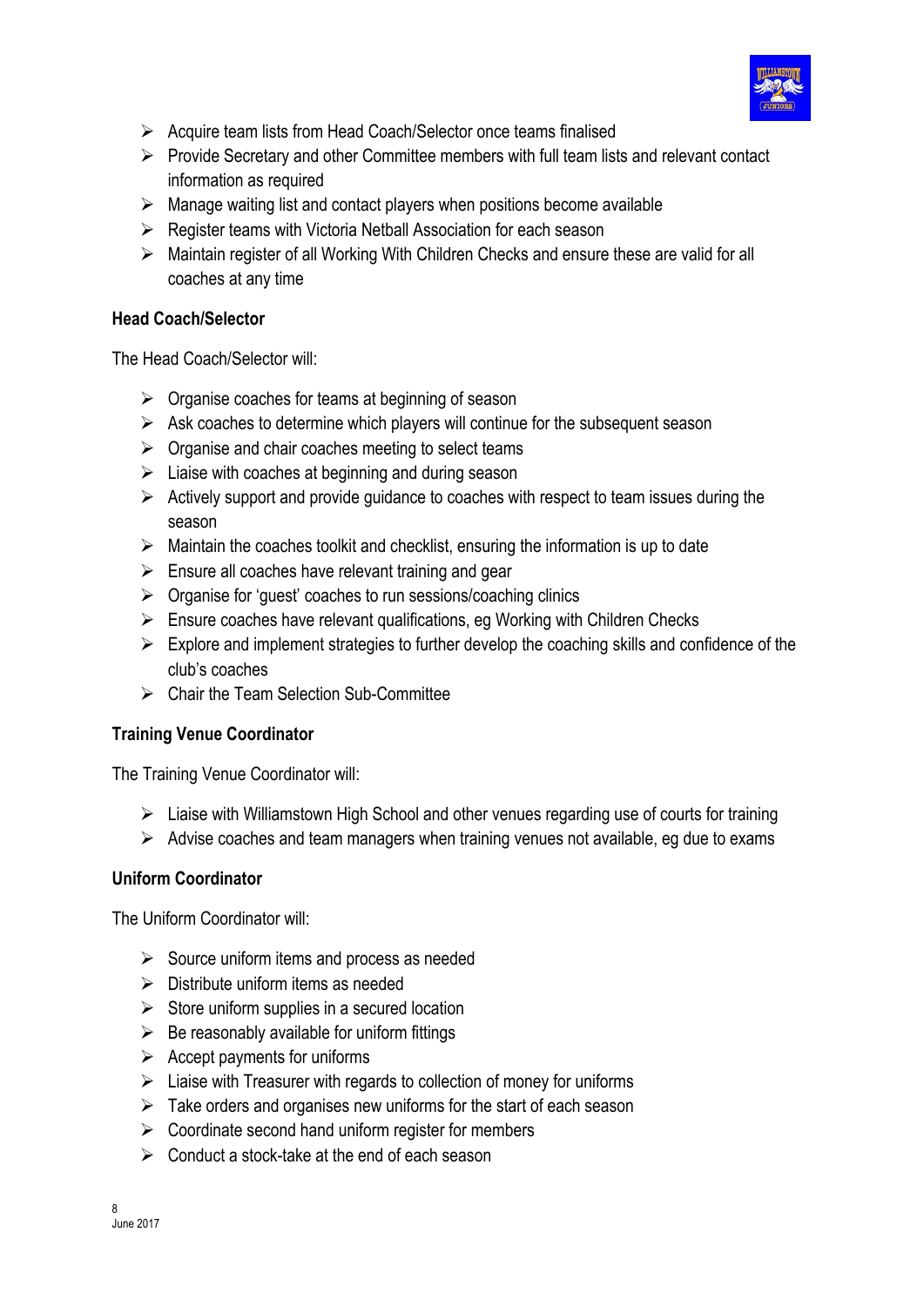- Acquire team lists from Head Coach/Selector once teams finalised
- Provide Secretary and other Committee members with full team lists and relevant contact information as required
- Manage waiting list and contact players when positions become available
- Register teams with Victoria Netball Association for each season
- Maintain register of all Working With Children Checks and ensure these are valid for all coaches at any time

**Head Coach/Selector**

The Head Coach/Selector will:

- Organise coaches for teams at beginning of season
- Ask coaches to determine which players will continue for the subsequent season
- Organise and chair coaches meeting to select teams
- Liaise with coaches at beginning and during season
- Actively support and provide guidance to coaches with respect to team issues during the season
- Maintain the coaches toolkit and checklist, ensuring the information is up to date
- Ensure all coaches have relevant training and gear
- Organise for 'guest' coaches to run sessions/coaching clinics
- Ensure coaches have relevant qualifications, eg Working with Children Checks
- Explore and implement strategies to further develop the coaching skills and confidence of the club's coaches
- Chair the Team Selection Sub-Committee

**Training Venue Coordinator**

The Training Venue Coordinator will:

- Liaise with Williamstown High School and other venues regarding use of courts for training
- Advise coaches and team managers when training venues not available, eg due to exams

**Uniform Coordinator**

The Uniform Coordinator will:

- Source uniform items and process as needed
- Distribute uniform items as needed
- Store uniform supplies in a secured location
- Be reasonably available for uniform fittings
- Accept payments for uniforms
- Liaise with Treasurer with regards to collection of money for uniforms
- Take orders and organises new uniforms for the start of each season
- Coordinate second hand uniform register for members
- Conduct a stock-take at the end of each season

June 2017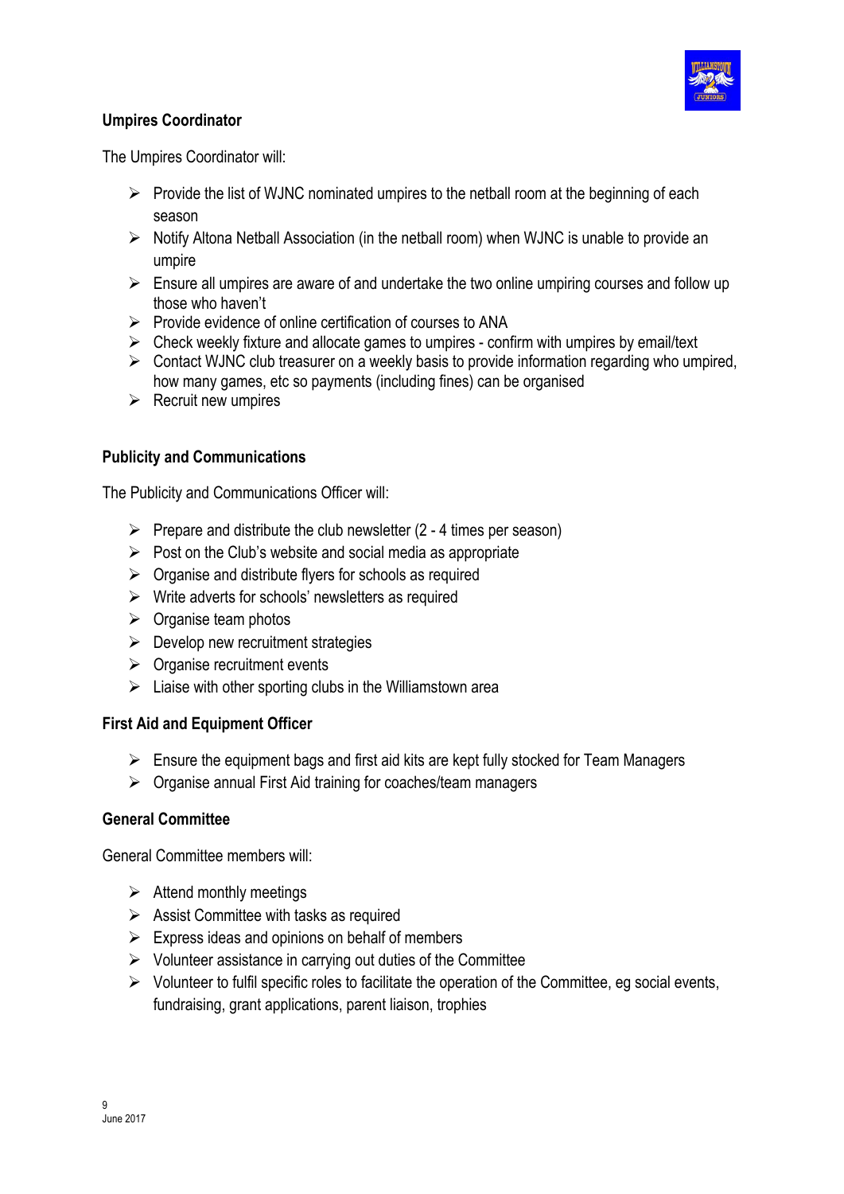## Umpires Coordinator

The Umpires Coordinator will:

- Provide the list of WJNC nominated umpires to the netball room at the beginning of each season
- Notify Altona Netball Association (in the netball room) when WJNC is unable to provide an umpire
- Ensure all umpires are aware of and undertake the two online umpiring courses and follow up those who haven't
- Provide evidence of online certification of courses to ANA
- Check weekly fixture and allocate games to umpires - confirm with umpires by email/text
- Contact WJNC club treasurer on a weekly basis to provide information regarding who umpired, how many games, etc so payments (including fines) can be organised
- Recruit new umpires

## Publicity and Communications

The Publicity and Communications Officer will:

- Prepare and distribute the club newsletter (2 - 4 times per season)
- Post on the Club's website and social media as appropriate
- Organise and distribute flyers for schools as required
- Write adverts for schools' newsletters as required
- Organise team photos
- Develop new recruitment strategies
- Organise recruitment events
- Liaise with other sporting clubs in the Williamstown area

## First Aid and Equipment Officer

- Ensure the equipment bags and first aid kits are kept fully stocked for Team Managers
- Organise annual First Aid training for coaches/team managers

## General Committee

General Committee members will:

- Attend monthly meetings
- Assist Committee with tasks as required
- Express ideas and opinions on behalf of members
- Volunteer assistance in carrying out duties of the Committee
- Volunteer to fulfil specific roles to facilitate the operation of the Committee, eg social events, fundraising, grant applications, parent liaison, trophies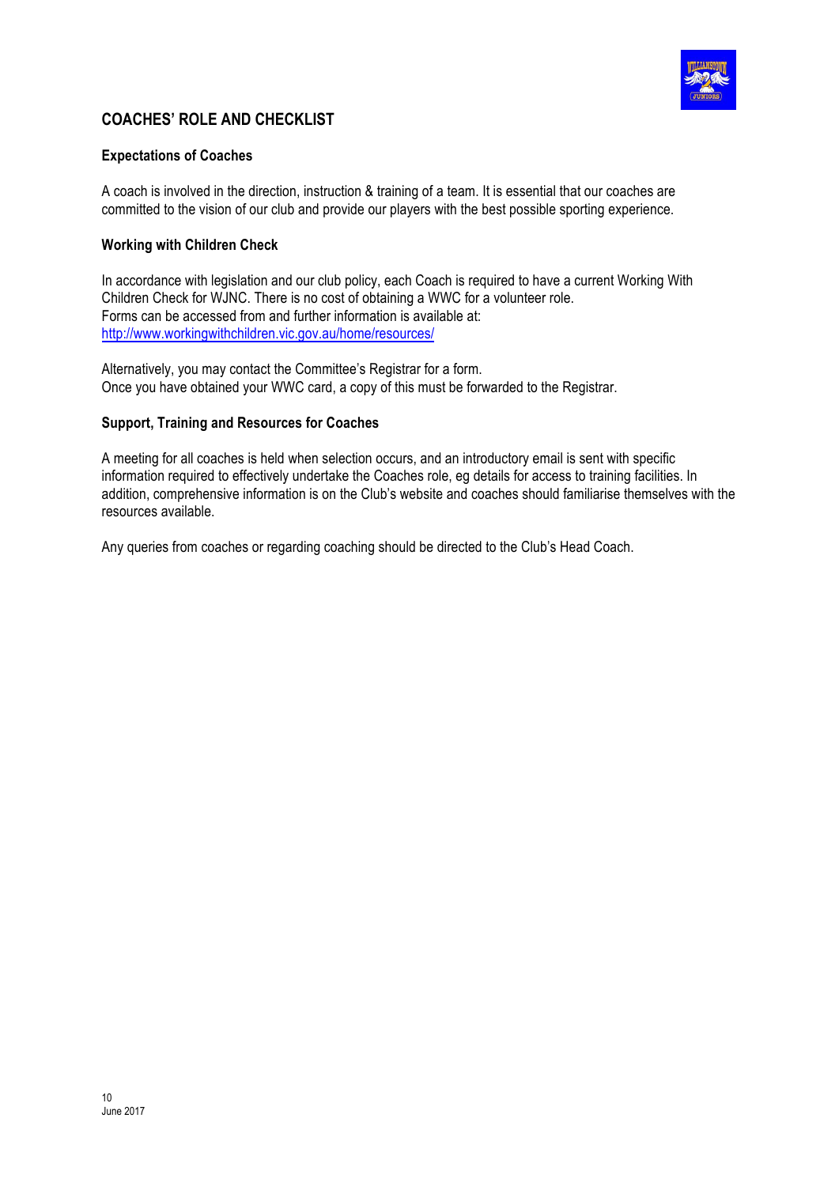## COACHES' ROLE AND CHECKLIST

### Expectations of Coaches

A coach is involved in the direction, instruction & training of a team. It is essential that our coaches are committed to the vision of our club and provide our players with the best possible sporting experience.

### Working with Children Check

In accordance with legislation and our club policy, each Coach is required to have a current Working With Children Check for WJNC. There is no cost of obtaining a WWC for a volunteer role.
Forms can be accessed from and further information is available at:
http://www.workingwithchildren.vic.gov.au/home/resources/

Alternatively, you may contact the Committee's Registrar for a form.
Once you have obtained your WWC card, a copy of this must be forwarded to the Registrar.

### Support, Training and Resources for Coaches

A meeting for all coaches is held when selection occurs, and an introductory email is sent with specific information required to effectively undertake the Coaches role, eg details for access to training facilities. In addition, comprehensive information is on the Club's website and coaches should familiarise themselves with the resources available.

Any queries from coaches or regarding coaching should be directed to the Club's Head Coach.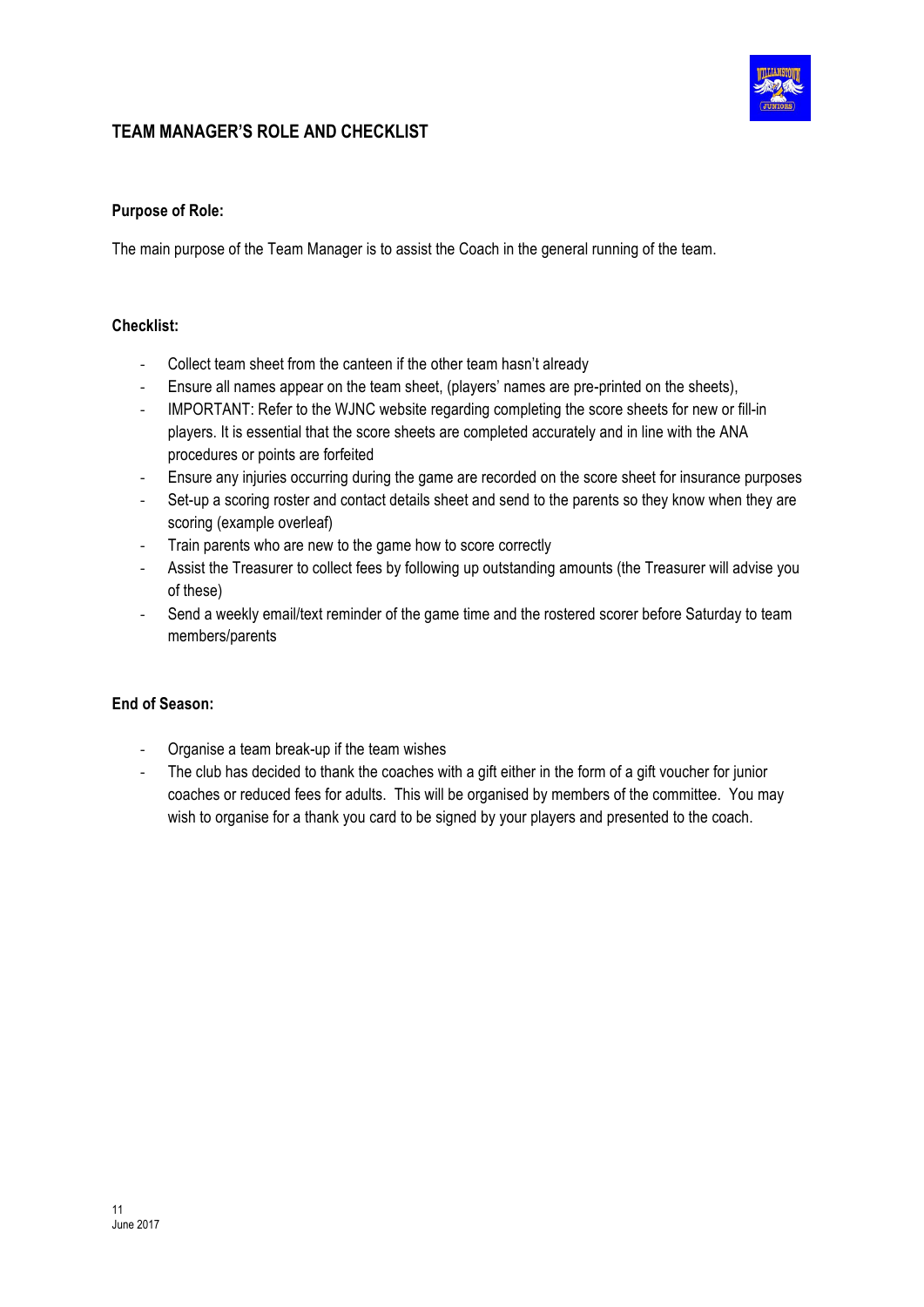## TEAM MANAGER'S ROLE AND CHECKLIST

**Purpose of Role:**

The main purpose of the Team Manager is to assist the Coach in the general running of the team.

**Checklist:**

- Collect team sheet from the canteen if the other team hasn't already
- Ensure all names appear on the team sheet, (players' names are pre-printed on the sheets),
- IMPORTANT: Refer to the WJNC website regarding completing the score sheets for new or fill-in players. It is essential that the score sheets are completed accurately and in line with the ANA procedures or points are forfeited
- Ensure any injuries occurring during the game are recorded on the score sheet for insurance purposes
- Set-up a scoring roster and contact details sheet and send to the parents so they know when they are scoring (example overleaf)
- Train parents who are new to the game how to score correctly
- Assist the Treasurer to collect fees by following up outstanding amounts (the Treasurer will advise you of these)
- Send a weekly email/text reminder of the game time and the rostered scorer before Saturday to team members/parents

**End of Season:**

- Organise a team break-up if the team wishes
- The club has decided to thank the coaches with a gift either in the form of a gift voucher for junior coaches or reduced fees for adults. This will be organised by members of the committee. You may wish to organise for a thank you card to be signed by your players and presented to the coach.

June 2017